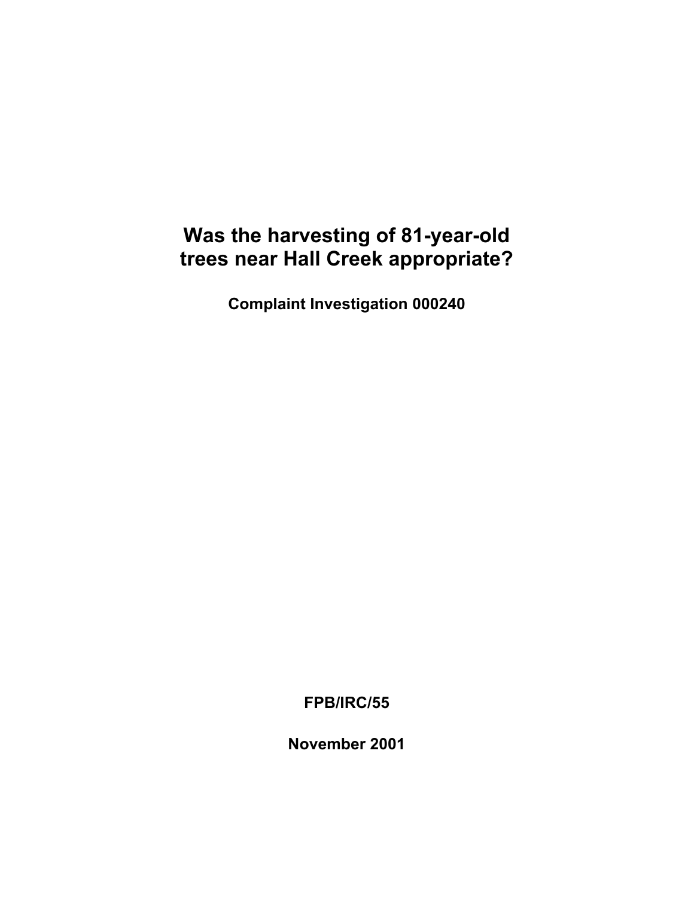# Was the harvesting of 81-year-old trees near Hall Creek appropriate?

**Complaint Investigation 000240**

**FPB/IRC/55**

**November 2001**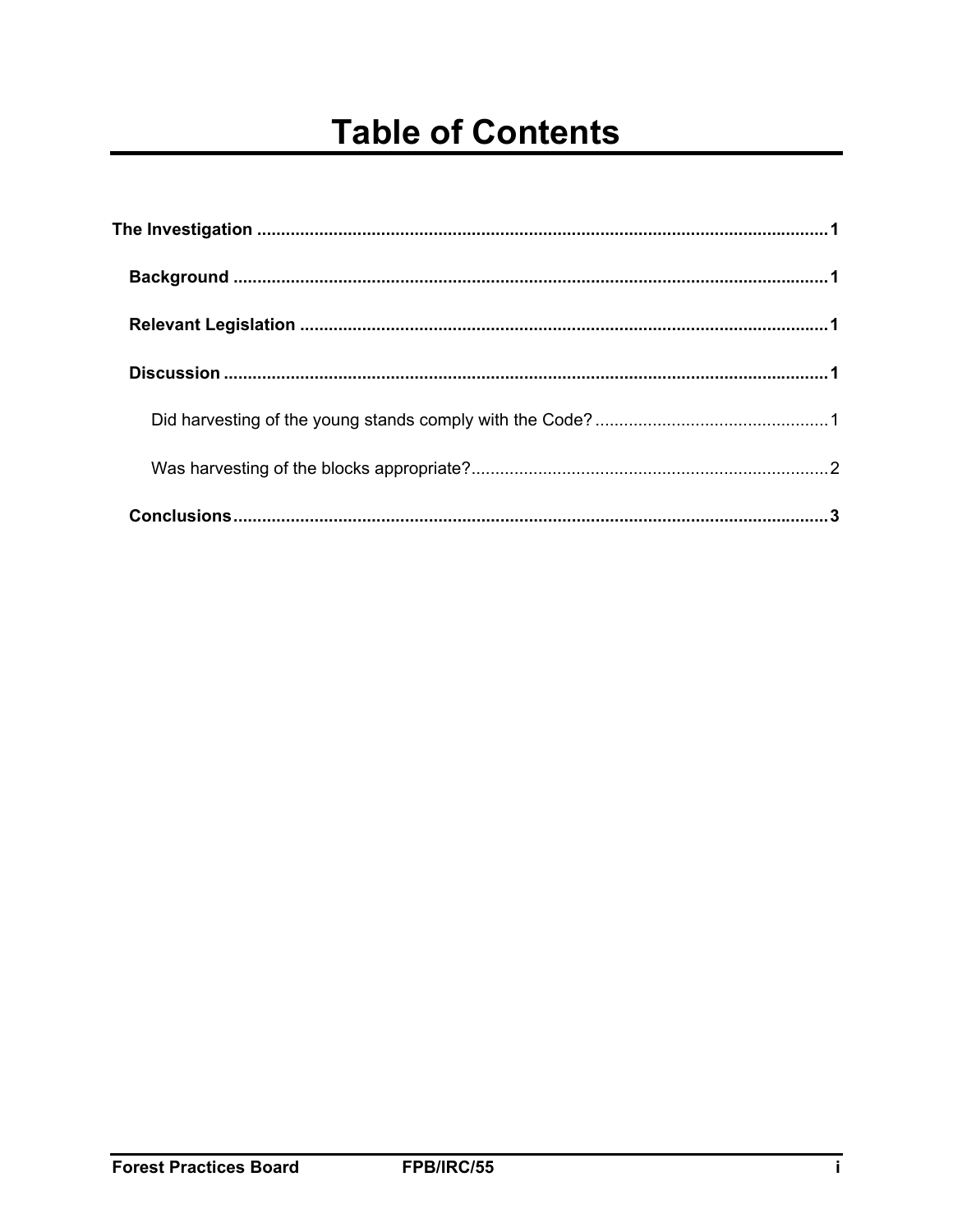# Table of Contents

**The Investigation** ............................................................................................................... 1

**Background** ........................................................................................................................ 1

**Relevant Legislation** .......................................................................................................... 1

**Discussion** .......................................................................................................................... 1

Did harvesting of the young stands comply with the Code? ................................................ 1

Was harvesting of the blocks appropriate? .......................................................................... 2

**Conclusions** ....................................................................................................................... 3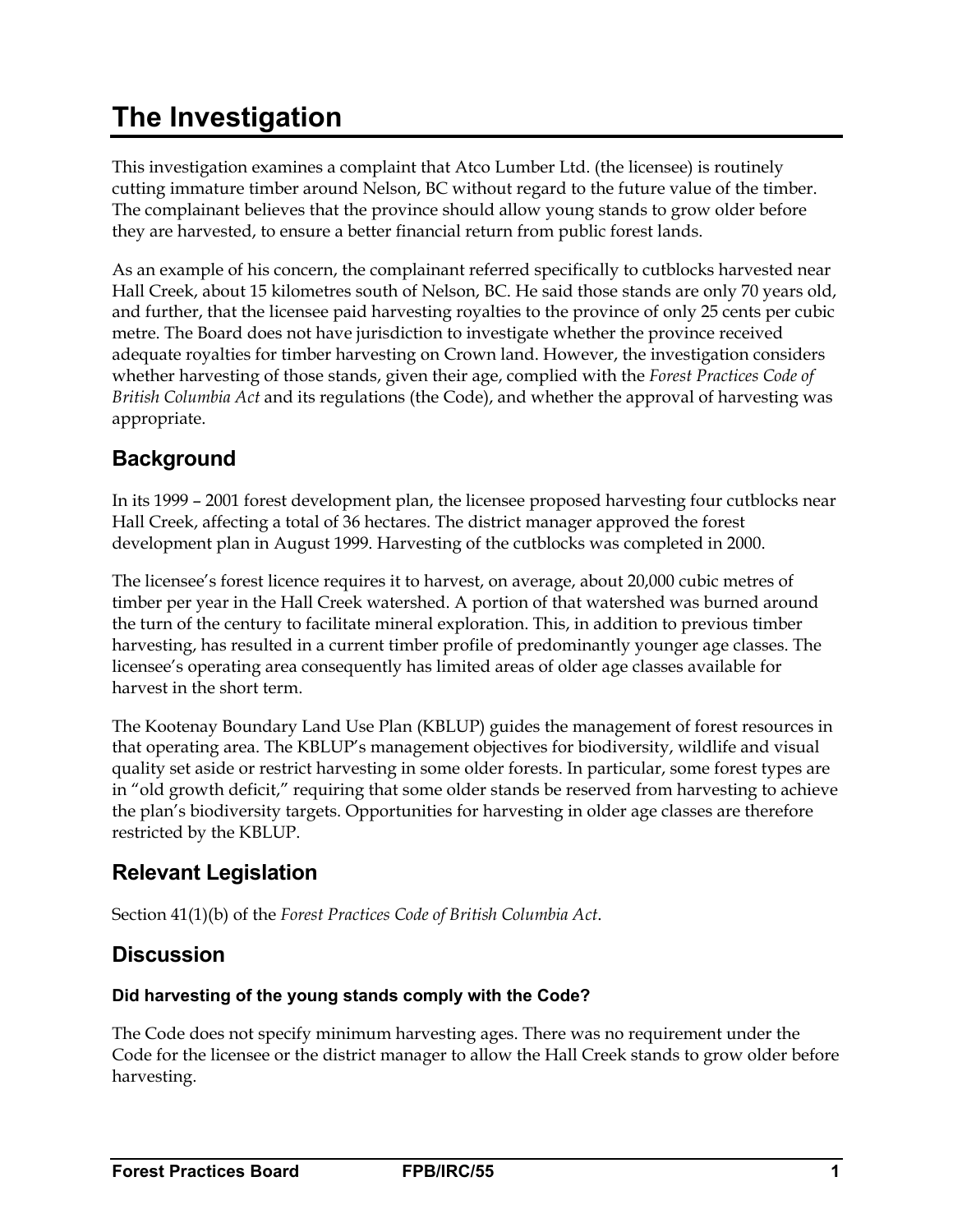# The Investigation

This investigation examines a complaint that Atco Lumber Ltd. (the licensee) is routinely cutting immature timber around Nelson, BC without regard to the future value of the timber. The complainant believes that the province should allow young stands to grow older before they are harvested, to ensure a better financial return from public forest lands.

As an example of his concern, the complainant referred specifically to cutblocks harvested near Hall Creek, about 15 kilometres south of Nelson, BC. He said those stands are only 70 years old, and further, that the licensee paid harvesting royalties to the province of only 25 cents per cubic metre. The Board does not have jurisdiction to investigate whether the province received adequate royalties for timber harvesting on Crown land. However, the investigation considers whether harvesting of those stands, given their age, complied with the *Forest Practices Code of British Columbia Act* and its regulations (the Code), and whether the approval of harvesting was appropriate.

## Background

In its 1999 – 2001 forest development plan, the licensee proposed harvesting four cutblocks near Hall Creek, affecting a total of 36 hectares. The district manager approved the forest development plan in August 1999. Harvesting of the cutblocks was completed in 2000.

The licensee's forest licence requires it to harvest, on average, about 20,000 cubic metres of timber per year in the Hall Creek watershed. A portion of that watershed was burned around the turn of the century to facilitate mineral exploration. This, in addition to previous timber harvesting, has resulted in a current timber profile of predominantly younger age classes. The licensee's operating area consequently has limited areas of older age classes available for harvest in the short term.

The Kootenay Boundary Land Use Plan (KBLUP) guides the management of forest resources in that operating area. The KBLUP's management objectives for biodiversity, wildlife and visual quality set aside or restrict harvesting in some older forests. In particular, some forest types are in "old growth deficit," requiring that some older stands be reserved from harvesting to achieve the plan's biodiversity targets. Opportunities for harvesting in older age classes are therefore restricted by the KBLUP.

## Relevant Legislation

Section 41(1)(b) of the *Forest Practices Code of British Columbia Act*.

## Discussion

### Did harvesting of the young stands comply with the Code?

The Code does not specify minimum harvesting ages. There was no requirement under the Code for the licensee or the district manager to allow the Hall Creek stands to grow older before harvesting.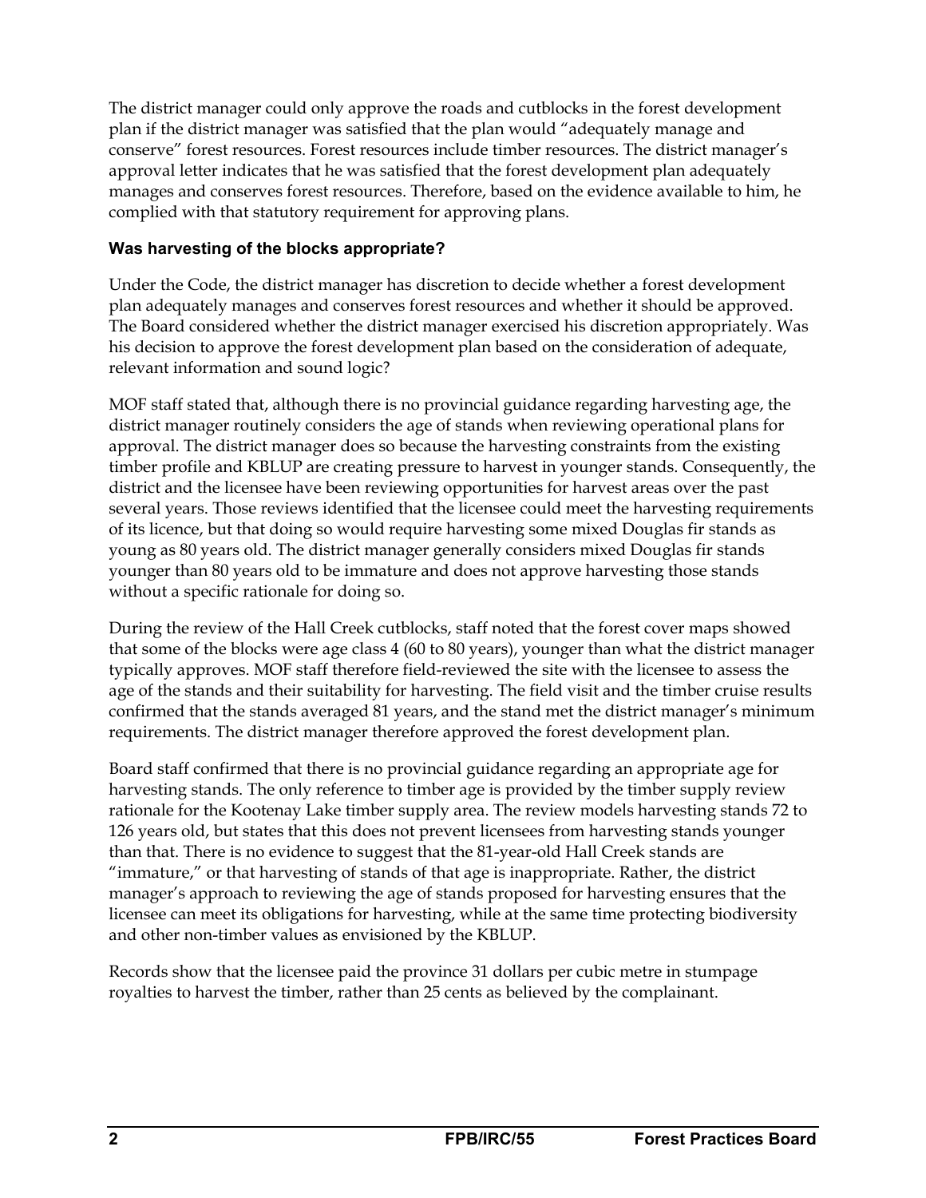The district manager could only approve the roads and cutblocks in the forest development plan if the district manager was satisfied that the plan would "adequately manage and conserve" forest resources. Forest resources include timber resources. The district manager's approval letter indicates that he was satisfied that the forest development plan adequately manages and conserves forest resources. Therefore, based on the evidence available to him, he complied with that statutory requirement for approving plans.

### Was harvesting of the blocks appropriate?

Under the Code, the district manager has discretion to decide whether a forest development plan adequately manages and conserves forest resources and whether it should be approved. The Board considered whether the district manager exercised his discretion appropriately. Was his decision to approve the forest development plan based on the consideration of adequate, relevant information and sound logic?

MOF staff stated that, although there is no provincial guidance regarding harvesting age, the district manager routinely considers the age of stands when reviewing operational plans for approval. The district manager does so because the harvesting constraints from the existing timber profile and KBLUP are creating pressure to harvest in younger stands. Consequently, the district and the licensee have been reviewing opportunities for harvest areas over the past several years. Those reviews identified that the licensee could meet the harvesting requirements of its licence, but that doing so would require harvesting some mixed Douglas fir stands as young as 80 years old. The district manager generally considers mixed Douglas fir stands younger than 80 years old to be immature and does not approve harvesting those stands without a specific rationale for doing so.

During the review of the Hall Creek cutblocks, staff noted that the forest cover maps showed that some of the blocks were age class 4 (60 to 80 years), younger than what the district manager typically approves. MOF staff therefore field-reviewed the site with the licensee to assess the age of the stands and their suitability for harvesting. The field visit and the timber cruise results confirmed that the stands averaged 81 years, and the stand met the district manager's minimum requirements. The district manager therefore approved the forest development plan.

Board staff confirmed that there is no provincial guidance regarding an appropriate age for harvesting stands. The only reference to timber age is provided by the timber supply review rationale for the Kootenay Lake timber supply area. The review models harvesting stands 72 to 126 years old, but states that this does not prevent licensees from harvesting stands younger than that. There is no evidence to suggest that the 81-year-old Hall Creek stands are "immature," or that harvesting of stands of that age is inappropriate. Rather, the district manager's approach to reviewing the age of stands proposed for harvesting ensures that the licensee can meet its obligations for harvesting, while at the same time protecting biodiversity and other non-timber values as envisioned by the KBLUP.

Records show that the licensee paid the province 31 dollars per cubic metre in stumpage royalties to harvest the timber, rather than 25 cents as believed by the complainant.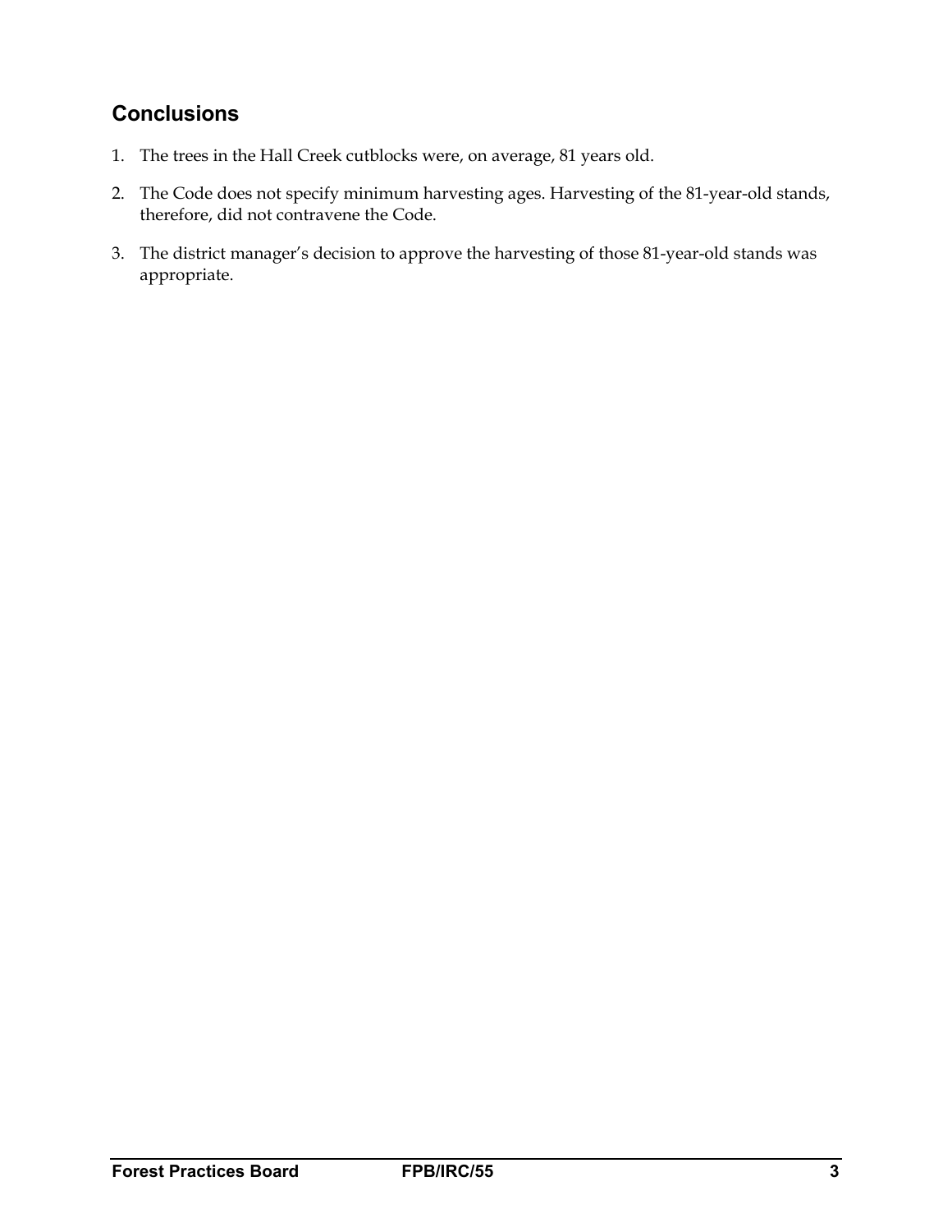## Conclusions

1. The trees in the Hall Creek cutblocks were, on average, 81 years old.
2. The Code does not specify minimum harvesting ages. Harvesting of the 81-year-old stands, therefore, did not contravene the Code.
3. The district manager's decision to approve the harvesting of those 81-year-old stands was appropriate.